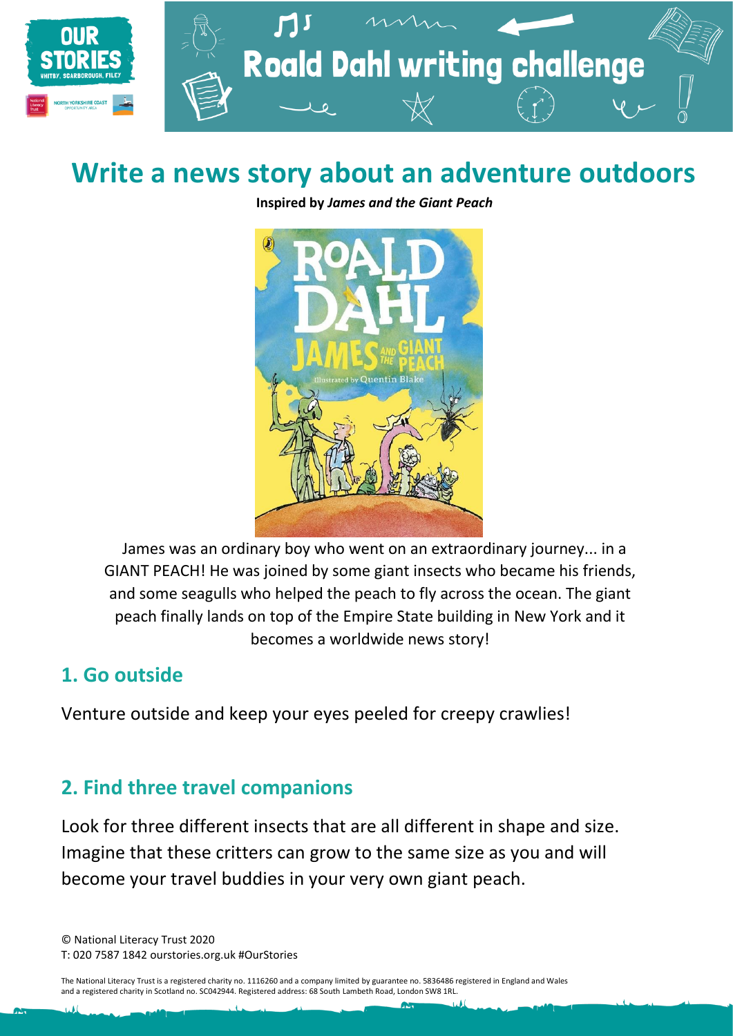# Roald Dahl writing challenge

## Write a news story about an adventure outdoors

**Inspired by *James and the Giant Peach***

James was an ordinary boy who went on an extraordinary journey... in a GIANT PEACH! He was joined by some giant insects who became his friends, and some seagulls who helped the peach to fly across the ocean. The giant peach finally lands on top of the Empire State building in New York and it becomes a worldwide news story!

### 1. Go outside

Venture outside and keep your eyes peeled for creepy crawlies!

### 2. Find three travel companions

Look for three different insects that are all different in shape and size. Imagine that these critters can grow to the same size as you and will become your travel buddies in your very own giant peach.

© National Literacy Trust 2020
T: 020 7587 1842 ourstories.org.uk #OurStories

The National Literacy Trust is a registered charity no. 1116260 and a company limited by guarantee no. 5836486 registered in England and Wales and a registered charity in Scotland no. SC042944. Registered address: 68 South Lambeth Road, London SW8 1RL.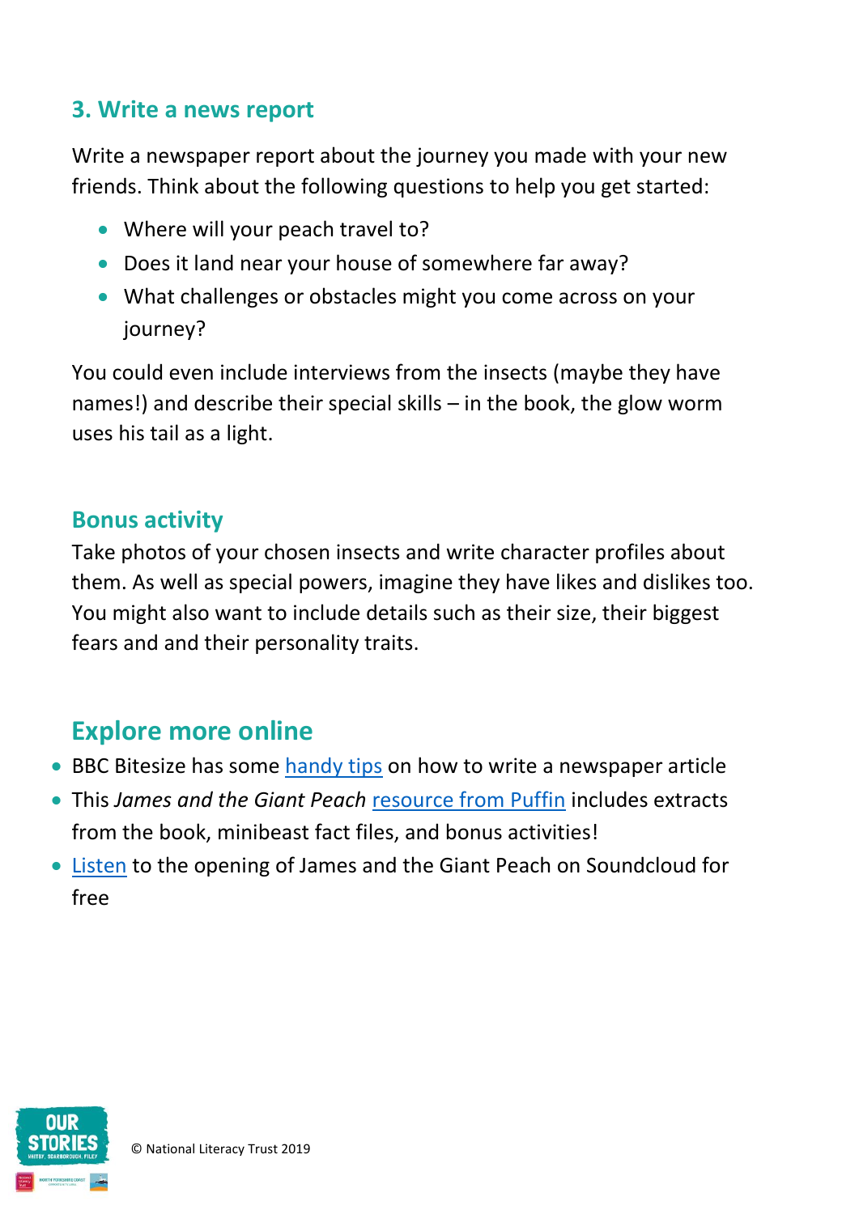## 3. Write a news report

Write a newspaper report about the journey you made with your new friends. Think about the following questions to help you get started:

- Where will your peach travel to?
- Does it land near your house of somewhere far away?
- What challenges or obstacles might you come across on your journey?

You could even include interviews from the insects (maybe they have names!) and describe their special skills – in the book, the glow worm uses his tail as a light.

### Bonus activity

Take photos of your chosen insects and write character profiles about them. As well as special powers, imagine they have likes and dislikes too. You might also want to include details such as their size, their biggest fears and and their personality traits.

## Explore more online

- BBC Bitesize has some handy tips on how to write a newspaper article
- This *James and the Giant Peach* resource from Puffin includes extracts from the book, minibeast fact files, and bonus activities!
- Listen to the opening of James and the Giant Peach on Soundcloud for free

© National Literacy Trust 2019